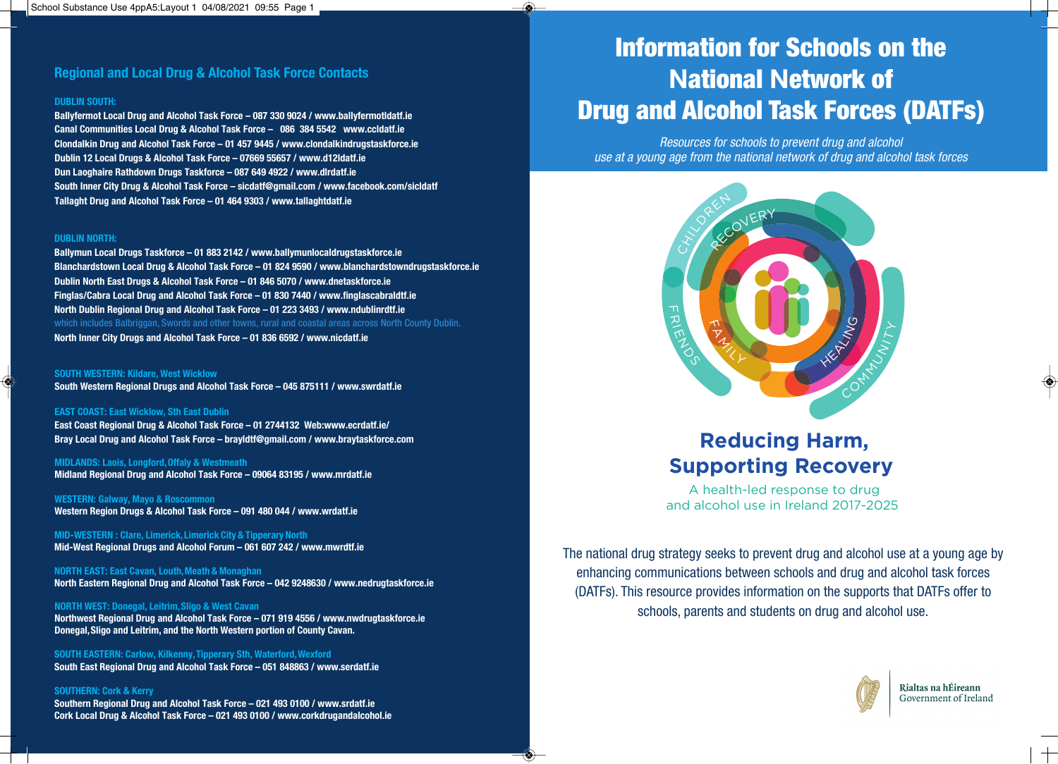# Regional and Local Drug & Alcohol Task Force Contacts

**DUBLIN SOUTH:**

**Ballyfermot Local Drug and Alcohol Task Force – 087 330 9024 / www.ballyfermotldatf.ie**
**Canal Communities Local Drug & Alcohol Task Force – 086 384 5542 www.ccldatf.ie**
**Clondalkin Drug and Alcohol Task Force – 01 457 9445 / www.clondalkindrugstaskforce.ie**
**Dublin 12 Local Drugs & Alcohol Task Force – 07669 55657 / www.d12ldatf.ie**
**Dun Laoghaire Rathdown Drugs Taskforce – 087 649 4922 / www.dlrdatf.ie**
**South Inner City Drug & Alcohol Task Force – sicdatf@gmail.com / www.facebook.com/sicldatf**
**Tallaght Drug and Alcohol Task Force – 01 464 9303 / www.tallaghtdatf.ie**

**DUBLIN NORTH:**

**Ballymun Local Drugs Taskforce – 01 883 2142 / www.ballymunlocaldrugstaskforce.ie**
**Blanchardstown Local Drug & Alcohol Task Force – 01 824 9590 / www.blanchardstowndrugstaskforce.ie**
**Dublin North East Drugs & Alcohol Task Force – 01 846 5070 / www.dnetaskforce.ie**
**Finglas/Cabra Local Drug and Alcohol Task Force – 01 830 7440 / www.finglascabraldtf.ie**
**North Dublin Regional Drug and Alcohol Task Force – 01 223 3493 / www.ndublinrdtf.ie**
which includes Balbriggan, Swords and other towns, rural and coastal areas across North County Dublin.
**North Inner City Drugs and Alcohol Task Force – 01 836 6592 / www.nicdatf.ie**

**SOUTH WESTERN: Kildare, West Wicklow**
**South Western Regional Drugs and Alcohol Task Force – 045 875111 / www.swrdatf.ie**

**EAST COAST: East Wicklow, Sth East Dublin**
**East Coast Regional Drug & Alcohol Task Force – 01 2744132 Web:www.ecrdatf.ie/**
**Bray Local Drug and Alcohol Task Force – brayldtf@gmail.com / www.braytaskforce.com**

**MIDLANDS: Laois, Longford, Offaly & Westmeath**
**Midland Regional Drug and Alcohol Task Force – 09064 83195 / www.mrdatf.ie**

**WESTERN: Galway, Mayo & Roscommon**
**Western Region Drugs & Alcohol Task Force – 091 480 044 / www.wrdatf.ie**

**MID-WESTERN : Clare, Limerick, Limerick City & Tipperary North**
**Mid-West Regional Drugs and Alcohol Forum – 061 607 242 / www.mwrdtf.ie**

**NORTH EAST: East Cavan, Louth, Meath & Monaghan**
**North Eastern Regional Drug and Alcohol Task Force – 042 9248630 / www.nedrugtaskforce.ie**

**NORTH WEST: Donegal, Leitrim, Sligo & West Cavan**
**Northwest Regional Drug and Alcohol Task Force – 071 919 4556 / www.nwdrugtaskforce.ie**
**Donegal, Sligo and Leitrim, and the North Western portion of County Cavan.**

**SOUTH EASTERN: Carlow, Kilkenny, Tipperary Sth, Waterford, Wexford**
**South East Regional Drug and Alcohol Task Force – 051 848863 / www.serdatf.ie**

**SOUTHERN: Cork & Kerry**
**Southern Regional Drug and Alcohol Task Force – 021 493 0100 / www.srdatf.ie**
**Cork Local Drug & Alcohol Task Force – 021 493 0100 / www.corkdrugandalcohol.ie**

# Information for Schools on the National Network of Drug and Alcohol Task Forces (DATFs)

*Resources for schools to prevent drug and alcohol use at a young age from the national network of drug and alcohol task forces*

CHILDREN RECOVERY FRIENDS FAMILY HEALING COMMUNITY

## Reducing Harm, Supporting Recovery

A health-led response to drug and alcohol use in Ireland 2017-2025

The national drug strategy seeks to prevent drug and alcohol use at a young age by enhancing communications between schools and drug and alcohol task forces (DATFs). This resource provides information on the supports that DATFs offer to schools, parents and students on drug and alcohol use.

Rialtas na hÉireann
Government of Ireland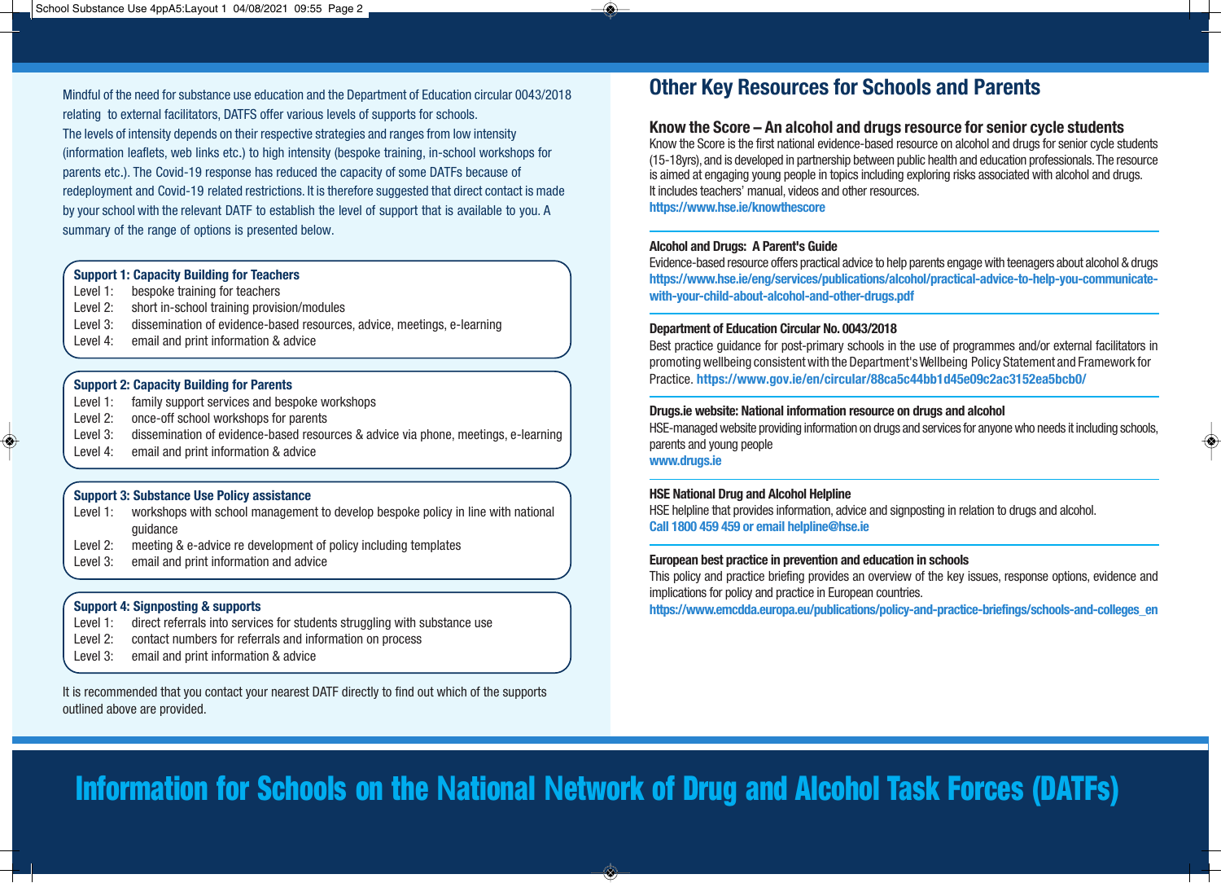Mindful of the need for substance use education and the Department of Education circular 0043/2018 relating to external facilitators, DATFS offer various levels of supports for schools. The levels of intensity depends on their respective strategies and ranges from low intensity (information leaflets, web links etc.) to high intensity (bespoke training, in-school workshops for parents etc.). The Covid-19 response has reduced the capacity of some DATFs because of redeployment and Covid-19 related restrictions. It is therefore suggested that direct contact is made by your school with the relevant DATF to establish the level of support that is available to you. A summary of the range of options is presented below.

**Support 1: Capacity Building for Teachers**

- Level 1: bespoke training for teachers
- Level 2: short in-school training provision/modules
- Level 3: dissemination of evidence-based resources, advice, meetings, e-learning
- Level 4: email and print information & advice

**Support 2: Capacity Building for Parents**

- Level 1: family support services and bespoke workshops
- Level 2: once-off school workshops for parents
- Level 3: dissemination of evidence-based resources & advice via phone, meetings, e-learning
- Level 4: email and print information & advice

**Support 3: Substance Use Policy assistance**

- Level 1: workshops with school management to develop bespoke policy in line with national guidance
- Level 2: meeting & e-advice re development of policy including templates
- Level 3: email and print information and advice

**Support 4: Signposting & supports**

- Level 1: direct referrals into services for students struggling with substance use
- Level 2: contact numbers for referrals and information on process
- Level 3: email and print information & advice

It is recommended that you contact your nearest DATF directly to find out which of the supports outlined above are provided.

## Other Key Resources for Schools and Parents

### Know the Score – An alcohol and drugs resource for senior cycle students

Know the Score is the first national evidence-based resource on alcohol and drugs for senior cycle students (15-18yrs), and is developed in partnership between public health and education professionals. The resource is aimed at engaging young people in topics including exploring risks associated with alcohol and drugs. It includes teachers' manual, videos and other resources.
https://www.hse.ie/knowthescore

**Alcohol and Drugs: A Parent's Guide**

Evidence-based resource offers practical advice to help parents engage with teenagers about alcohol & drugs
https://www.hse.ie/eng/services/publications/alcohol/practical-advice-to-help-you-communicate-with-your-child-about-alcohol-and-other-drugs.pdf

**Department of Education Circular No. 0043/2018**

Best practice guidance for post-primary schools in the use of programmes and/or external facilitators in promoting wellbeing consistent with the Department's Wellbeing Policy Statement and Framework for Practice. https://www.gov.ie/en/circular/88ca5c44bb1d45e09c2ac3152ea5bcb0/

**Drugs.ie website: National information resource on drugs and alcohol**

HSE-managed website providing information on drugs and services for anyone who needs it including schools, parents and young people
www.drugs.ie

**HSE National Drug and Alcohol Helpline**

HSE helpline that provides information, advice and signposting in relation to drugs and alcohol.
Call 1800 459 459 or email helpline@hse.ie

**European best practice in prevention and education in schools**

This policy and practice briefing provides an overview of the key issues, response options, evidence and implications for policy and practice in European countries.
https://www.emcdda.europa.eu/publications/policy-and-practice-briefings/schools-and-colleges_en

# Information for Schools on the National Network of Drug and Alcohol Task Forces (DATFs)